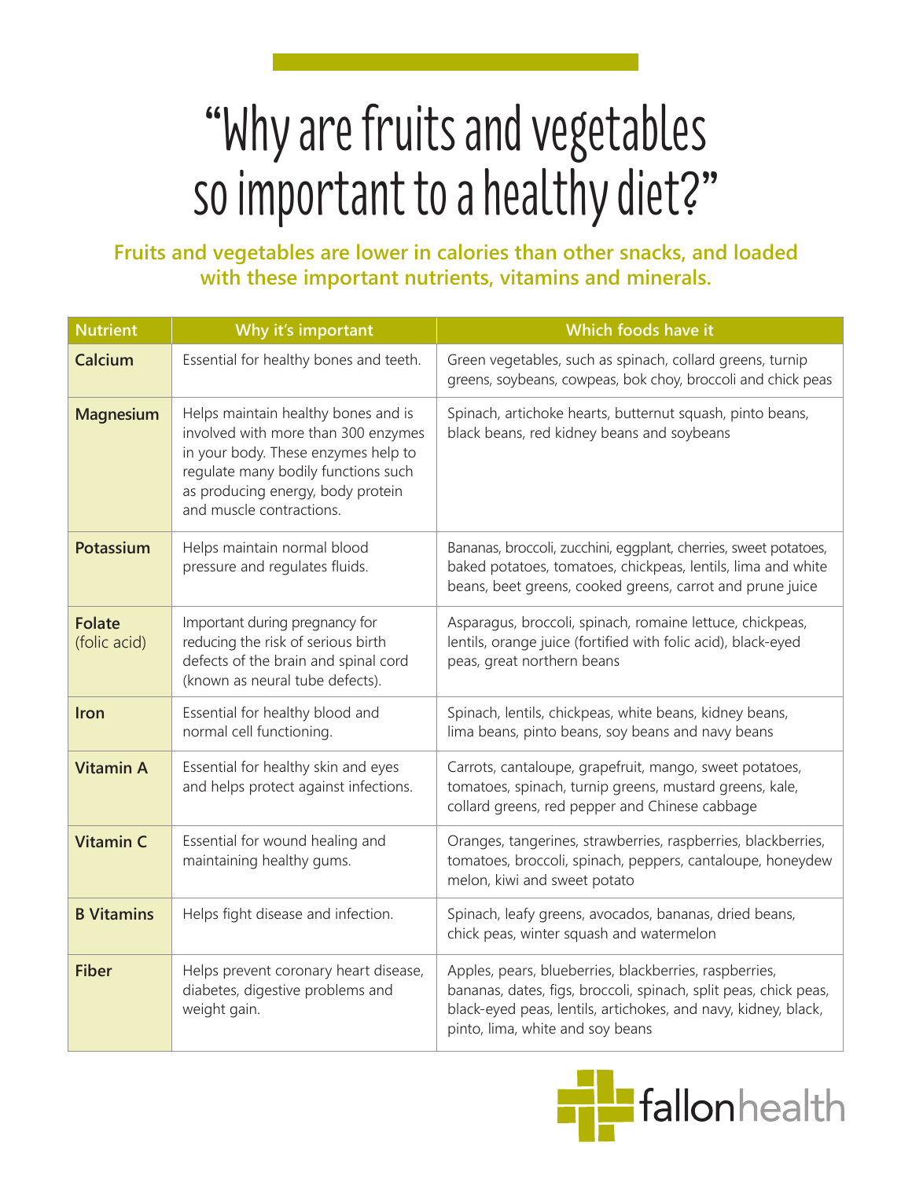# "Why are fruits and vegetables so important to a healthy diet?"

**Fruits and vegetables are lower in calories than other snacks, and loaded with these important nutrients, vitamins and minerals.**

| Nutrient | Why it's important | Which foods have it |
| --- | --- | --- |
| **Calcium** | Essential for healthy bones and teeth. | Green vegetables, such as spinach, collard greens, turnip greens, soybeans, cowpeas, bok choy, broccoli and chick peas |
| **Magnesium** | Helps maintain healthy bones and is involved with more than 300 enzymes in your body. These enzymes help to regulate many bodily functions such as producing energy, body protein and muscle contractions. | Spinach, artichoke hearts, butternut squash, pinto beans, black beans, red kidney beans and soybeans |
| **Potassium** | Helps maintain normal blood pressure and regulates fluids. | Bananas, broccoli, zucchini, eggplant, cherries, sweet potatoes, baked potatoes, tomatoes, chickpeas, lentils, lima and white beans, beet greens, cooked greens, carrot and prune juice |
| **Folate** (folic acid) | Important during pregnancy for reducing the risk of serious birth defects of the brain and spinal cord (known as neural tube defects). | Asparagus, broccoli, spinach, romaine lettuce, chickpeas, lentils, orange juice (fortified with folic acid), black-eyed peas, great northern beans |
| **Iron** | Essential for healthy blood and normal cell functioning. | Spinach, lentils, chickpeas, white beans, kidney beans, lima beans, pinto beans, soy beans and navy beans |
| **Vitamin A** | Essential for healthy skin and eyes and helps protect against infections. | Carrots, cantaloupe, grapefruit, mango, sweet potatoes, tomatoes, spinach, turnip greens, mustard greens, kale, collard greens, red pepper and Chinese cabbage |
| **Vitamin C** | Essential for wound healing and maintaining healthy gums. | Oranges, tangerines, strawberries, raspberries, blackberries, tomatoes, broccoli, spinach, peppers, cantaloupe, honeydew melon, kiwi and sweet potato |
| **B Vitamins** | Helps fight disease and infection. | Spinach, leafy greens, avocados, bananas, dried beans, chick peas, winter squash and watermelon |
| **Fiber** | Helps prevent coronary heart disease, diabetes, digestive problems and weight gain. | Apples, pears, blueberries, blackberries, raspberries, bananas, dates, figs, broccoli, spinach, split peas, chick peas, black-eyed peas, lentils, artichokes, and navy, kidney, black, pinto, lima, white and soy beans |

fallonhealth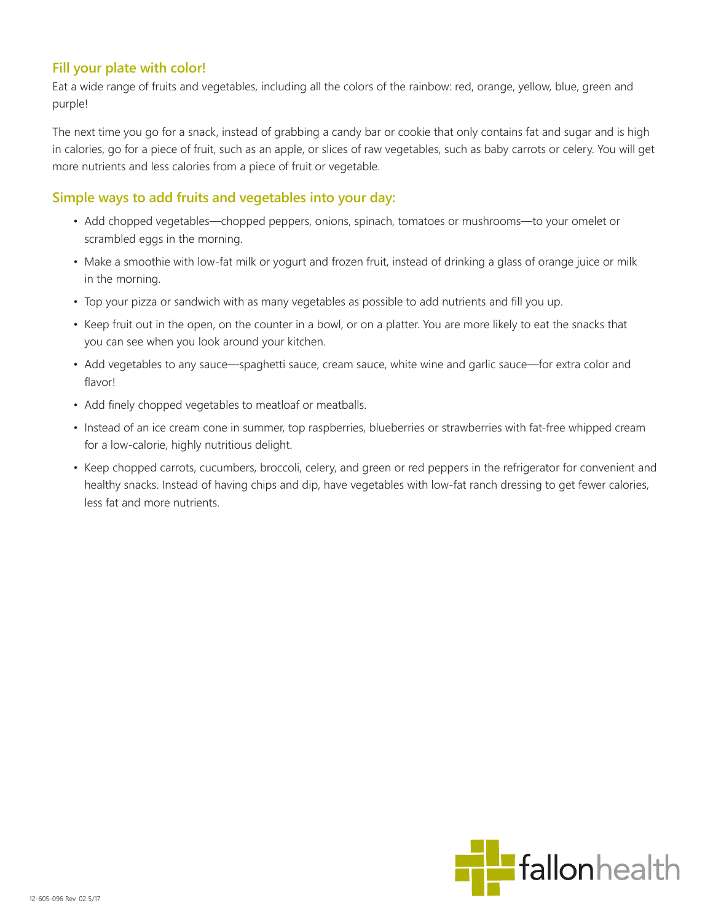## Fill your plate with color!

Eat a wide range of fruits and vegetables, including all the colors of the rainbow: red, orange, yellow, blue, green and purple!

The next time you go for a snack, instead of grabbing a candy bar or cookie that only contains fat and sugar and is high in calories, go for a piece of fruit, such as an apple, or slices of raw vegetables, such as baby carrots or celery. You will get more nutrients and less calories from a piece of fruit or vegetable.

## Simple ways to add fruits and vegetables into your day:

- Add chopped vegetables—chopped peppers, onions, spinach, tomatoes or mushrooms—to your omelet or scrambled eggs in the morning.
- Make a smoothie with low-fat milk or yogurt and frozen fruit, instead of drinking a glass of orange juice or milk in the morning.
- Top your pizza or sandwich with as many vegetables as possible to add nutrients and fill you up.
- Keep fruit out in the open, on the counter in a bowl, or on a platter. You are more likely to eat the snacks that you can see when you look around your kitchen.
- Add vegetables to any sauce—spaghetti sauce, cream sauce, white wine and garlic sauce—for extra color and flavor!
- Add finely chopped vegetables to meatloaf or meatballs.
- Instead of an ice cream cone in summer, top raspberries, blueberries or strawberries with fat-free whipped cream for a low-calorie, highly nutritious delight.
- Keep chopped carrots, cucumbers, broccoli, celery, and green or red peppers in the refrigerator for convenient and healthy snacks. Instead of having chips and dip, have vegetables with low-fat ranch dressing to get fewer calories, less fat and more nutrients.

fallonhealth

12-605-096 Rev. 02 5/17